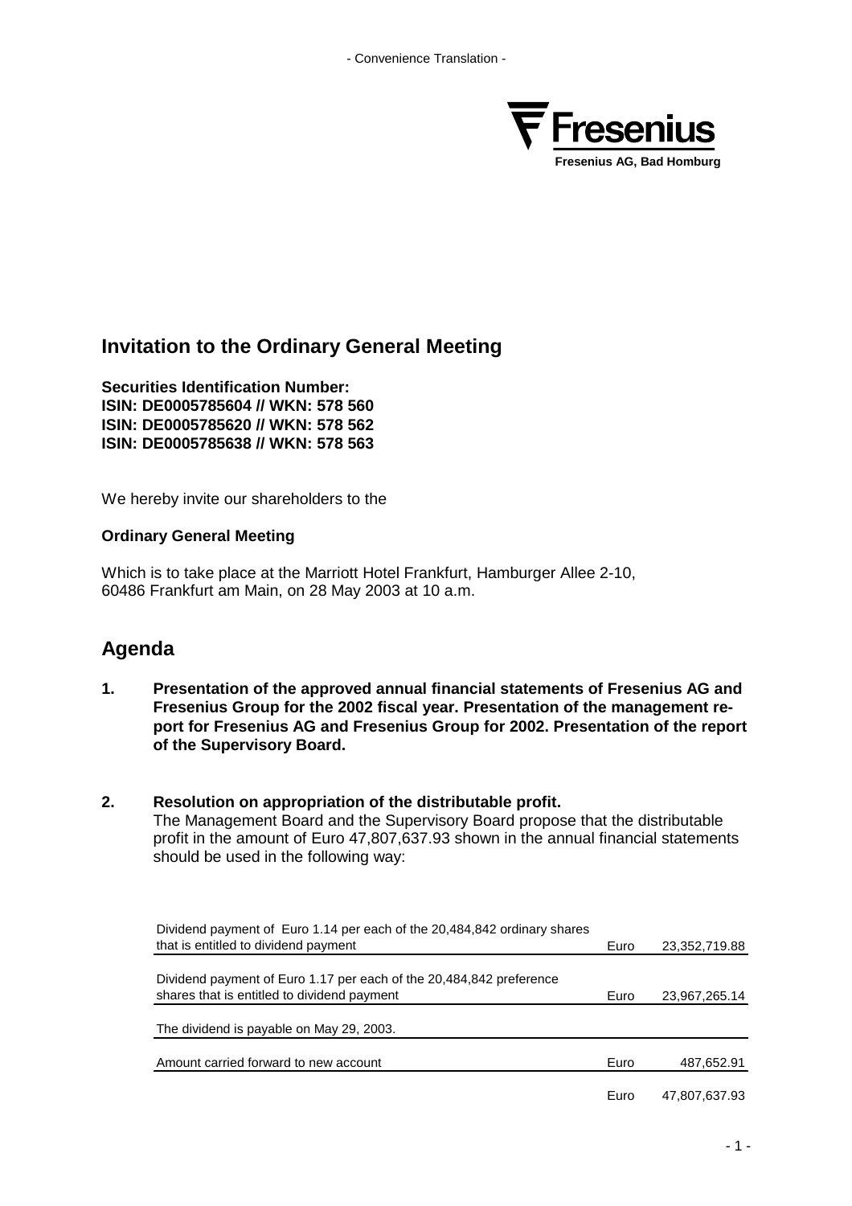- Convenience Translation -

Fresenius AG, Bad Homburg

## Invitation to the Ordinary General Meeting

**Securities Identification Number:**
**ISIN: DE0005785604 // WKN: 578 560**
**ISIN: DE0005785620 // WKN: 578 562**
**ISIN: DE0005785638 // WKN: 578 563**

We hereby invite our shareholders to the

**Ordinary General Meeting**

Which is to take place at the Marriott Hotel Frankfurt, Hamburger Allee 2-10, 60486 Frankfurt am Main, on 28 May 2003 at 10 a.m.

## Agenda

**1. Presentation of the approved annual financial statements of Fresenius AG and Fresenius Group for the 2002 fiscal year. Presentation of the management report for Fresenius AG and Fresenius Group for 2002. Presentation of the report of the Supervisory Board.**

**2. Resolution on appropriation of the distributable profit.**
The Management Board and the Supervisory Board propose that the distributable profit in the amount of Euro 47,807,637.93 shown in the annual financial statements should be used in the following way:

| | | |
|---|---|---|
| Dividend payment of Euro 1.14 per each of the 20,484,842 ordinary shares that is entitled to dividend payment | Euro | 23,352,719.88 |
| Dividend payment of Euro 1.17 per each of the 20,484,842 preference shares that is entitled to dividend payment | Euro | 23,967,265.14 |
| The dividend is payable on May 29, 2003. | | |
| Amount carried forward to new account | Euro | 487,652.91 |
| | Euro | 47,807,637.93 |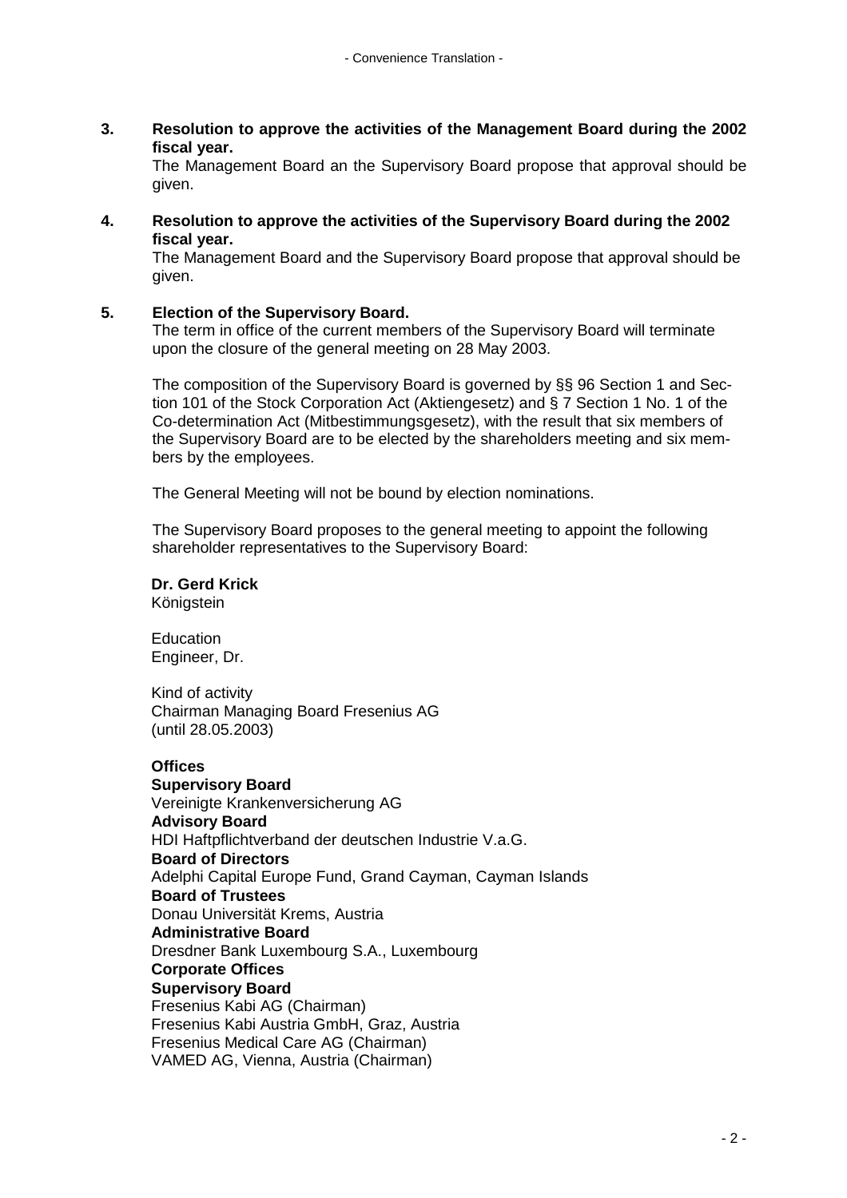**3. Resolution to approve the activities of the Management Board during the 2002 fiscal year.**

The Management Board an the Supervisory Board propose that approval should be given.

**4. Resolution to approve the activities of the Supervisory Board during the 2002 fiscal year.**

The Management Board and the Supervisory Board propose that approval should be given.

**5. Election of the Supervisory Board.**

The term in office of the current members of the Supervisory Board will terminate upon the closure of the general meeting on 28 May 2003.

The composition of the Supervisory Board is governed by §§ 96 Section 1 and Section 101 of the Stock Corporation Act (Aktiengesetz) and § 7 Section 1 No. 1 of the Co-determination Act (Mitbestimmungsgesetz), with the result that six members of the Supervisory Board are to be elected by the shareholders meeting and six members by the employees.

The General Meeting will not be bound by election nominations.

The Supervisory Board proposes to the general meeting to appoint the following shareholder representatives to the Supervisory Board:

**Dr. Gerd Krick**
Königstein

Education
Engineer, Dr.

Kind of activity
Chairman Managing Board Fresenius AG
(until 28.05.2003)

**Offices**
**Supervisory Board**
Vereinigte Krankenversicherung AG
**Advisory Board**
HDI Haftpflichtverband der deutschen Industrie V.a.G.
**Board of Directors**
Adelphi Capital Europe Fund, Grand Cayman, Cayman Islands
**Board of Trustees**
Donau Universität Krems, Austria
**Administrative Board**
Dresdner Bank Luxembourg S.A., Luxembourg
**Corporate Offices**
**Supervisory Board**
Fresenius Kabi AG (Chairman)
Fresenius Kabi Austria GmbH, Graz, Austria
Fresenius Medical Care AG (Chairman)
VAMED AG, Vienna, Austria (Chairman)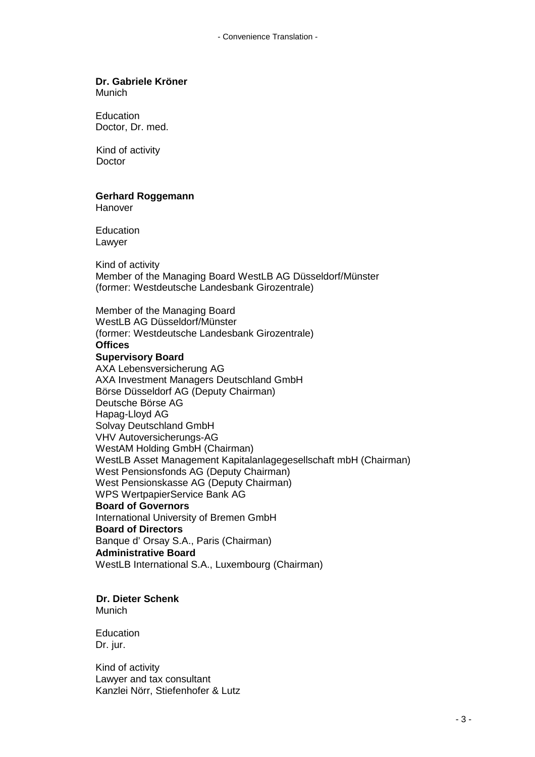**Dr. Gabriele Kröner**
Munich

Education
Doctor, Dr. med.

Kind of activity
Doctor

**Gerhard Roggemann**
Hanover

Education
Lawyer

Kind of activity
Member of the Managing Board WestLB AG Düsseldorf/Münster
(former: Westdeutsche Landesbank Girozentrale)

Member of the Managing Board
WestLB AG Düsseldorf/Münster
(former: Westdeutsche Landesbank Girozentrale)

**Offices**

**Supervisory Board**

AXA Lebensversicherung AG
AXA Investment Managers Deutschland GmbH
Börse Düsseldorf AG (Deputy Chairman)
Deutsche Börse AG
Hapag-Lloyd AG
Solvay Deutschland GmbH
VHV Autoversicherungs-AG
WestAM Holding GmbH (Chairman)
WestLB Asset Management Kapitalanlagegesellschaft mbH (Chairman)
West Pensionsfonds AG (Deputy Chairman)
West Pensionskasse AG (Deputy Chairman)
WPS WertpapierService Bank AG

**Board of Governors**

International University of Bremen GmbH

**Board of Directors**

Banque d' Orsay S.A., Paris (Chairman)

**Administrative Board**

WestLB International S.A., Luxembourg (Chairman)

**Dr. Dieter Schenk**
Munich

Education
Dr. jur.

Kind of activity
Lawyer and tax consultant
Kanzlei Nörr, Stiefenhofer & Lutz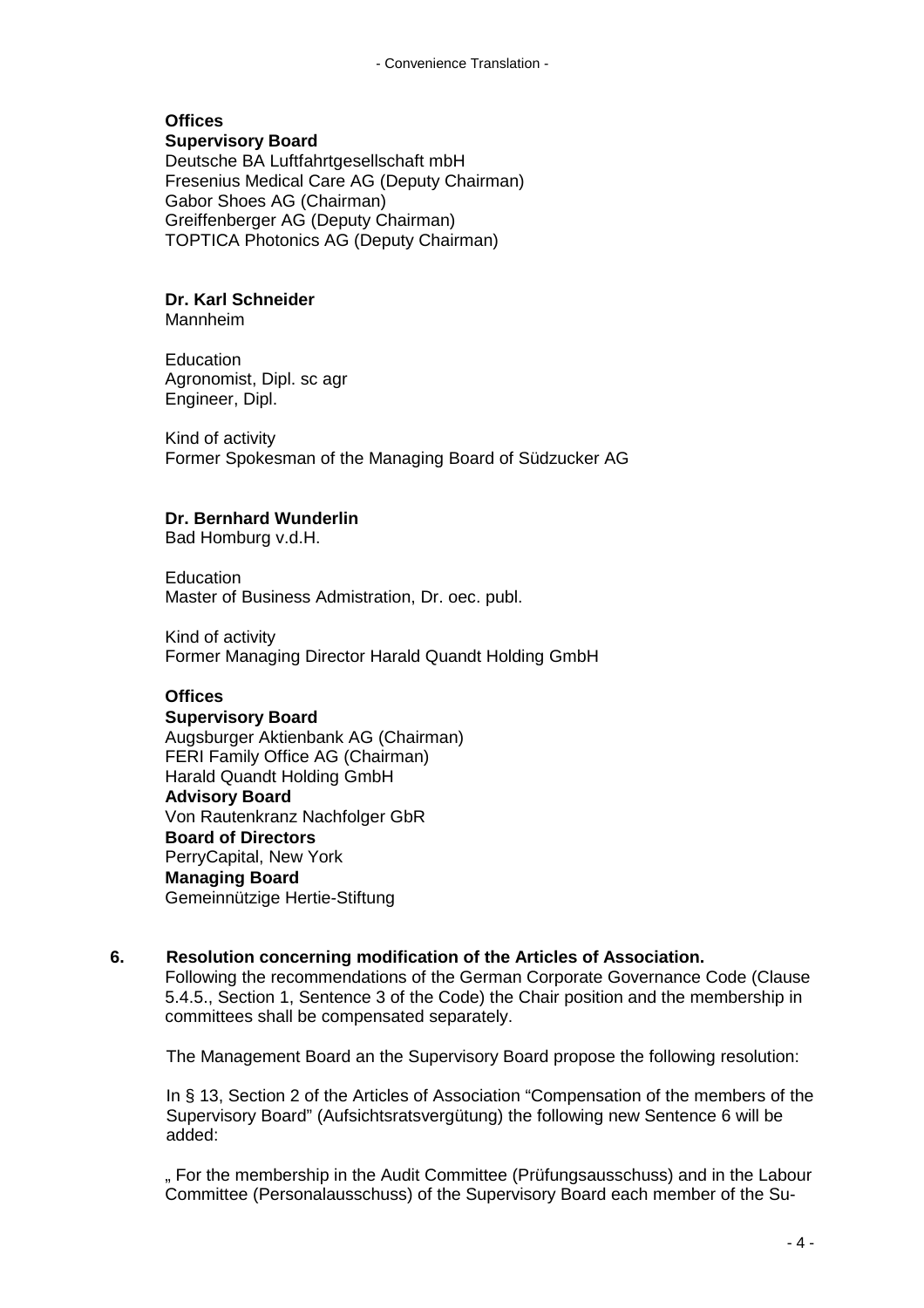**Offices**

**Supervisory Board**
Deutsche BA Luftfahrtgesellschaft mbH
Fresenius Medical Care AG (Deputy Chairman)
Gabor Shoes AG (Chairman)
Greiffenberger AG (Deputy Chairman)
TOPTICA Photonics AG (Deputy Chairman)

**Dr. Karl Schneider**
Mannheim

Education
Agronomist, Dipl. sc agr
Engineer, Dipl.

Kind of activity
Former Spokesman of the Managing Board of Südzucker AG

**Dr. Bernhard Wunderlin**
Bad Homburg v.d.H.

Education
Master of Business Admistration, Dr. oec. publ.

Kind of activity
Former Managing Director Harald Quandt Holding GmbH

**Offices**

**Supervisory Board**
Augsburger Aktienbank AG (Chairman)
FERI Family Office AG (Chairman)
Harald Quandt Holding GmbH

**Advisory Board**
Von Rautenkranz Nachfolger GbR

**Board of Directors**
PerryCapital, New York

**Managing Board**
Gemeinnützige Hertie-Stiftung

**6. Resolution concerning modification of the Articles of Association.**

Following the recommendations of the German Corporate Governance Code (Clause 5.4.5., Section 1, Sentence 3 of the Code) the Chair position and the membership in committees shall be compensated separately.

The Management Board an the Supervisory Board propose the following resolution:

In § 13, Section 2 of the Articles of Association "Compensation of the members of the Supervisory Board" (Aufsichtsratsvergütung) the following new Sentence 6 will be added:

„ For the membership in the Audit Committee (Prüfungsausschuss) and in the Labour Committee (Personalausschuss) of the Supervisory Board each member of the Su-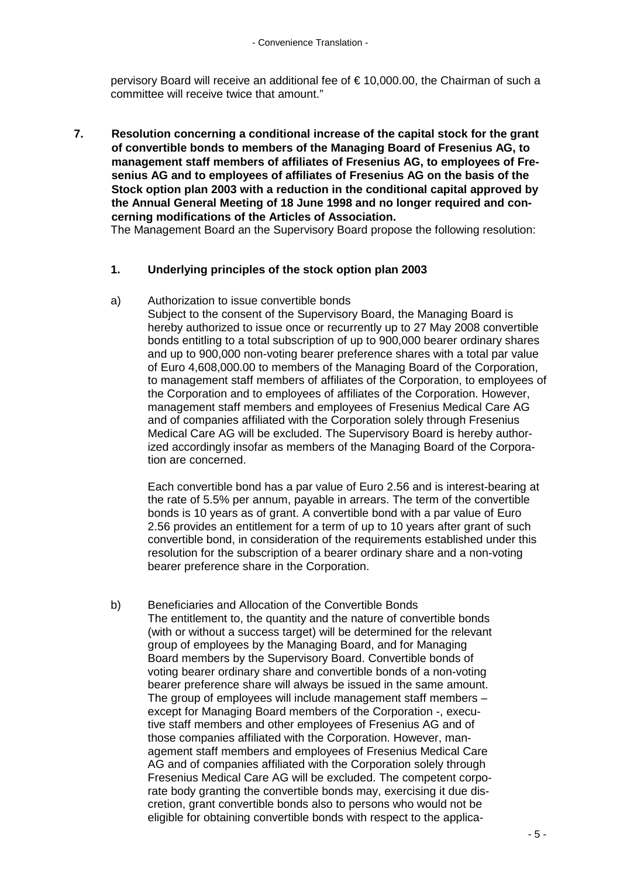pervisory Board will receive an additional fee of € 10,000.00, the Chairman of such a committee will receive twice that amount."

**7. Resolution concerning a conditional increase of the capital stock for the grant of convertible bonds to members of the Managing Board of Fresenius AG, to management staff members of affiliates of Fresenius AG, to employees of Fresenius AG and to employees of affiliates of Fresenius AG on the basis of the Stock option plan 2003 with a reduction in the conditional capital approved by the Annual General Meeting of 18 June 1998 and no longer required and concerning modifications of the Articles of Association.**

The Management Board an the Supervisory Board propose the following resolution:

**1. Underlying principles of the stock option plan 2003**

a) Authorization to issue convertible bonds

Subject to the consent of the Supervisory Board, the Managing Board is hereby authorized to issue once or recurrently up to 27 May 2008 convertible bonds entitling to a total subscription of up to 900,000 bearer ordinary shares and up to 900,000 non-voting bearer preference shares with a total par value of Euro 4,608,000.00 to members of the Managing Board of the Corporation, to management staff members of affiliates of the Corporation, to employees of the Corporation and to employees of affiliates of the Corporation. However, management staff members and employees of Fresenius Medical Care AG and of companies affiliated with the Corporation solely through Fresenius Medical Care AG will be excluded. The Supervisory Board is hereby authorized accordingly insofar as members of the Managing Board of the Corporation are concerned.

Each convertible bond has a par value of Euro 2.56 and is interest-bearing at the rate of 5.5% per annum, payable in arrears. The term of the convertible bonds is 10 years as of grant. A convertible bond with a par value of Euro 2.56 provides an entitlement for a term of up to 10 years after grant of such convertible bond, in consideration of the requirements established under this resolution for the subscription of a bearer ordinary share and a non-voting bearer preference share in the Corporation.

b) Beneficiaries and Allocation of the Convertible Bonds

The entitlement to, the quantity and the nature of convertible bonds (with or without a success target) will be determined for the relevant group of employees by the Managing Board, and for Managing Board members by the Supervisory Board. Convertible bonds of voting bearer ordinary share and convertible bonds of a non-voting bearer preference share will always be issued in the same amount. The group of employees will include management staff members – except for Managing Board members of the Corporation -, executive staff members and other employees of Fresenius AG and of those companies affiliated with the Corporation. However, management staff members and employees of Fresenius Medical Care AG and of companies affiliated with the Corporation solely through Fresenius Medical Care AG will be excluded. The competent corporate body granting the convertible bonds may, exercising it due discretion, grant convertible bonds also to persons who would not be eligible for obtaining convertible bonds with respect to the applica-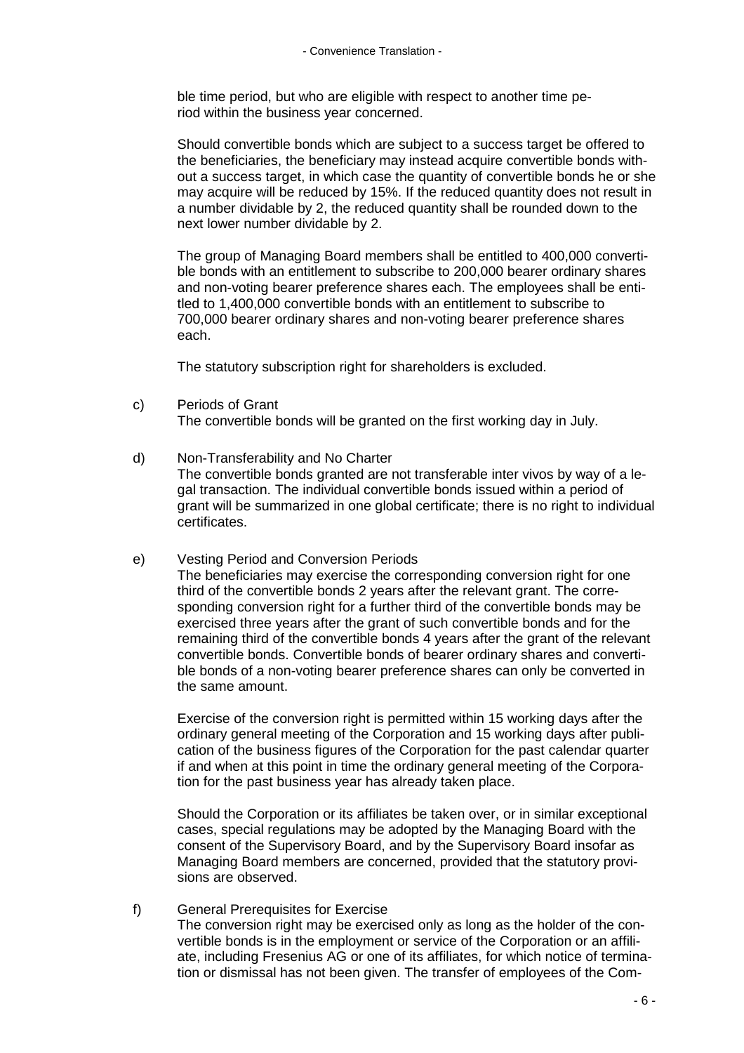ble time period, but who are eligible with respect to another time period within the business year concerned.

Should convertible bonds which are subject to a success target be offered to the beneficiaries, the beneficiary may instead acquire convertible bonds without a success target, in which case the quantity of convertible bonds he or she may acquire will be reduced by 15%. If the reduced quantity does not result in a number dividable by 2, the reduced quantity shall be rounded down to the next lower number dividable by 2.

The group of Managing Board members shall be entitled to 400,000 convertible bonds with an entitlement to subscribe to 200,000 bearer ordinary shares and non-voting bearer preference shares each. The employees shall be entitled to 1,400,000 convertible bonds with an entitlement to subscribe to 700,000 bearer ordinary shares and non-voting bearer preference shares each.

The statutory subscription right for shareholders is excluded.

c) Periods of Grant
The convertible bonds will be granted on the first working day in July.

d) Non-Transferability and No Charter
The convertible bonds granted are not transferable inter vivos by way of a legal transaction. The individual convertible bonds issued within a period of grant will be summarized in one global certificate; there is no right to individual certificates.

e) Vesting Period and Conversion Periods
The beneficiaries may exercise the corresponding conversion right for one third of the convertible bonds 2 years after the relevant grant. The corresponding conversion right for a further third of the convertible bonds may be exercised three years after the grant of such convertible bonds and for the remaining third of the convertible bonds 4 years after the grant of the relevant convertible bonds. Convertible bonds of bearer ordinary shares and convertible bonds of a non-voting bearer preference shares can only be converted in the same amount.

Exercise of the conversion right is permitted within 15 working days after the ordinary general meeting of the Corporation and 15 working days after publication of the business figures of the Corporation for the past calendar quarter if and when at this point in time the ordinary general meeting of the Corporation for the past business year has already taken place.

Should the Corporation or its affiliates be taken over, or in similar exceptional cases, special regulations may be adopted by the Managing Board with the consent of the Supervisory Board, and by the Supervisory Board insofar as Managing Board members are concerned, provided that the statutory provisions are observed.

f) General Prerequisites for Exercise
The conversion right may be exercised only as long as the holder of the convertible bonds is in the employment or service of the Corporation or an affiliate, including Fresenius AG or one of its affiliates, for which notice of termination or dismissal has not been given. The transfer of employees of the Com-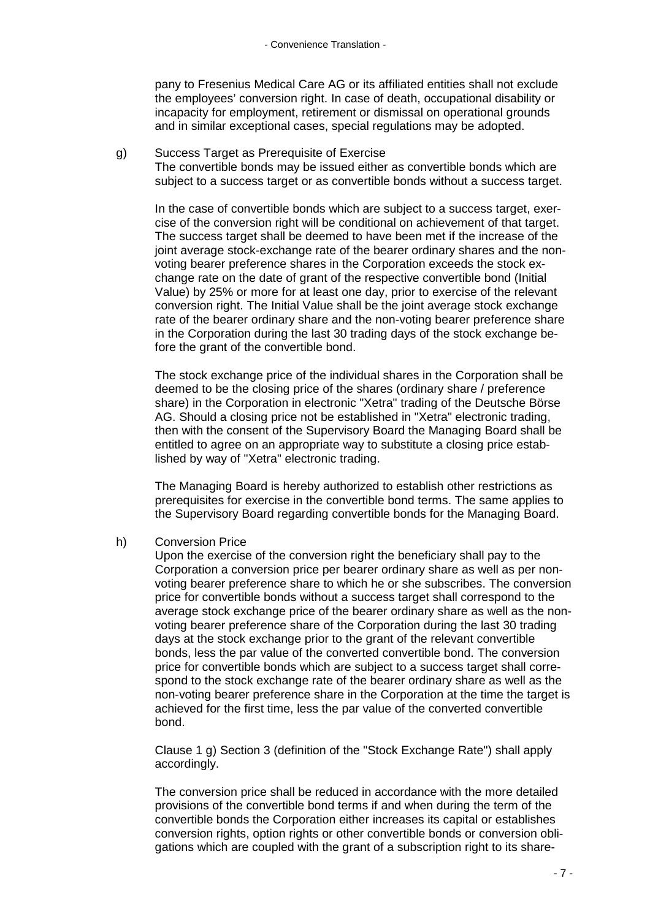pany to Fresenius Medical Care AG or its affiliated entities shall not exclude the employees' conversion right. In case of death, occupational disability or incapacity for employment, retirement or dismissal on operational grounds and in similar exceptional cases, special regulations may be adopted.

g) Success Target as Prerequisite of Exercise

The convertible bonds may be issued either as convertible bonds which are subject to a success target or as convertible bonds without a success target.

In the case of convertible bonds which are subject to a success target, exercise of the conversion right will be conditional on achievement of that target. The success target shall be deemed to have been met if the increase of the joint average stock-exchange rate of the bearer ordinary shares and the non-voting bearer preference shares in the Corporation exceeds the stock exchange rate on the date of grant of the respective convertible bond (Initial Value) by 25% or more for at least one day, prior to exercise of the relevant conversion right. The Initial Value shall be the joint average stock exchange rate of the bearer ordinary share and the non-voting bearer preference share in the Corporation during the last 30 trading days of the stock exchange before the grant of the convertible bond.

The stock exchange price of the individual shares in the Corporation shall be deemed to be the closing price of the shares (ordinary share / preference share) in the Corporation in electronic "Xetra" trading of the Deutsche Börse AG. Should a closing price not be established in "Xetra" electronic trading, then with the consent of the Supervisory Board the Managing Board shall be entitled to agree on an appropriate way to substitute a closing price established by way of "Xetra" electronic trading.

The Managing Board is hereby authorized to establish other restrictions as prerequisites for exercise in the convertible bond terms. The same applies to the Supervisory Board regarding convertible bonds for the Managing Board.

h) Conversion Price

Upon the exercise of the conversion right the beneficiary shall pay to the Corporation a conversion price per bearer ordinary share as well as per non-voting bearer preference share to which he or she subscribes. The conversion price for convertible bonds without a success target shall correspond to the average stock exchange price of the bearer ordinary share as well as the non-voting bearer preference share of the Corporation during the last 30 trading days at the stock exchange prior to the grant of the relevant convertible bonds, less the par value of the converted convertible bond. The conversion price for convertible bonds which are subject to a success target shall correspond to the stock exchange rate of the bearer ordinary share as well as the non-voting bearer preference share in the Corporation at the time the target is achieved for the first time, less the par value of the converted convertible bond.

Clause 1 g) Section 3 (definition of the "Stock Exchange Rate") shall apply accordingly.

The conversion price shall be reduced in accordance with the more detailed provisions of the convertible bond terms if and when during the term of the convertible bonds the Corporation either increases its capital or establishes conversion rights, option rights or other convertible bonds or conversion obligations which are coupled with the grant of a subscription right to its share-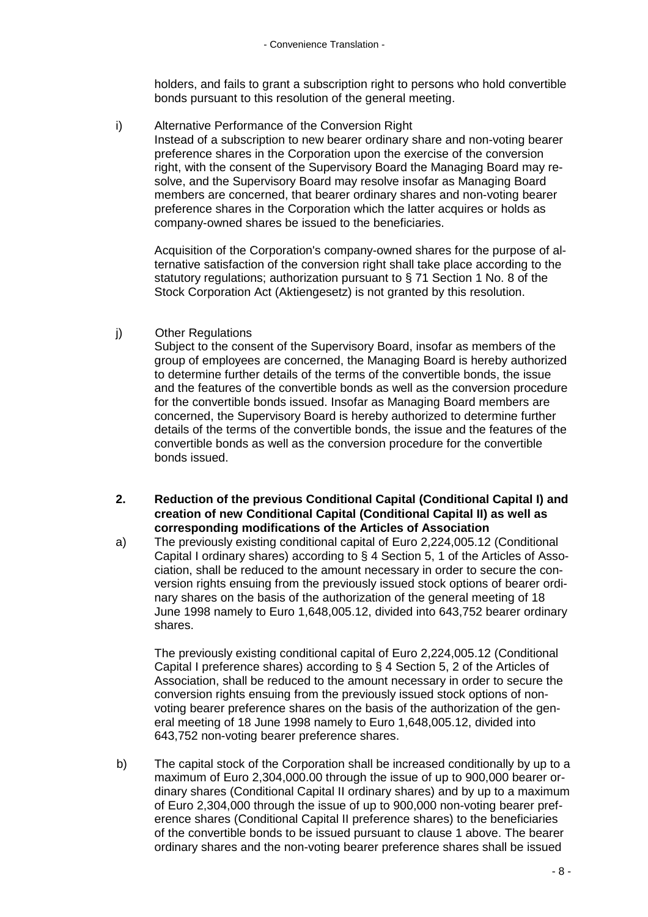holders, and fails to grant a subscription right to persons who hold convertible bonds pursuant to this resolution of the general meeting.

i) Alternative Performance of the Conversion Right
Instead of a subscription to new bearer ordinary share and non-voting bearer preference shares in the Corporation upon the exercise of the conversion right, with the consent of the Supervisory Board the Managing Board may resolve, and the Supervisory Board may resolve insofar as Managing Board members are concerned, that bearer ordinary shares and non-voting bearer preference shares in the Corporation which the latter acquires or holds as company-owned shares be issued to the beneficiaries.

Acquisition of the Corporation's company-owned shares for the purpose of alternative satisfaction of the conversion right shall take place according to the statutory regulations; authorization pursuant to § 71 Section 1 No. 8 of the Stock Corporation Act (Aktiengesetz) is not granted by this resolution.

j) Other Regulations
Subject to the consent of the Supervisory Board, insofar as members of the group of employees are concerned, the Managing Board is hereby authorized to determine further details of the terms of the convertible bonds, the issue and the features of the convertible bonds as well as the conversion procedure for the convertible bonds issued. Insofar as Managing Board members are concerned, the Supervisory Board is hereby authorized to determine further details of the terms of the convertible bonds, the issue and the features of the convertible bonds as well as the conversion procedure for the convertible bonds issued.

**2. Reduction of the previous Conditional Capital (Conditional Capital I) and creation of new Conditional Capital (Conditional Capital II) as well as corresponding modifications of the Articles of Association**

a) The previously existing conditional capital of Euro 2,224,005.12 (Conditional Capital I ordinary shares) according to § 4 Section 5, 1 of the Articles of Association, shall be reduced to the amount necessary in order to secure the conversion rights ensuing from the previously issued stock options of bearer ordinary shares on the basis of the authorization of the general meeting of 18 June 1998 namely to Euro 1,648,005.12, divided into 643,752 bearer ordinary shares.

The previously existing conditional capital of Euro 2,224,005.12 (Conditional Capital I preference shares) according to § 4 Section 5, 2 of the Articles of Association, shall be reduced to the amount necessary in order to secure the conversion rights ensuing from the previously issued stock options of non-voting bearer preference shares on the basis of the authorization of the general meeting of 18 June 1998 namely to Euro 1,648,005.12, divided into 643,752 non-voting bearer preference shares.

b) The capital stock of the Corporation shall be increased conditionally by up to a maximum of Euro 2,304,000.00 through the issue of up to 900,000 bearer ordinary shares (Conditional Capital II ordinary shares) and by up to a maximum of Euro 2,304,000 through the issue of up to 900,000 non-voting bearer preference shares (Conditional Capital II preference shares) to the beneficiaries of the convertible bonds to be issued pursuant to clause 1 above. The bearer ordinary shares and the non-voting bearer preference shares shall be issued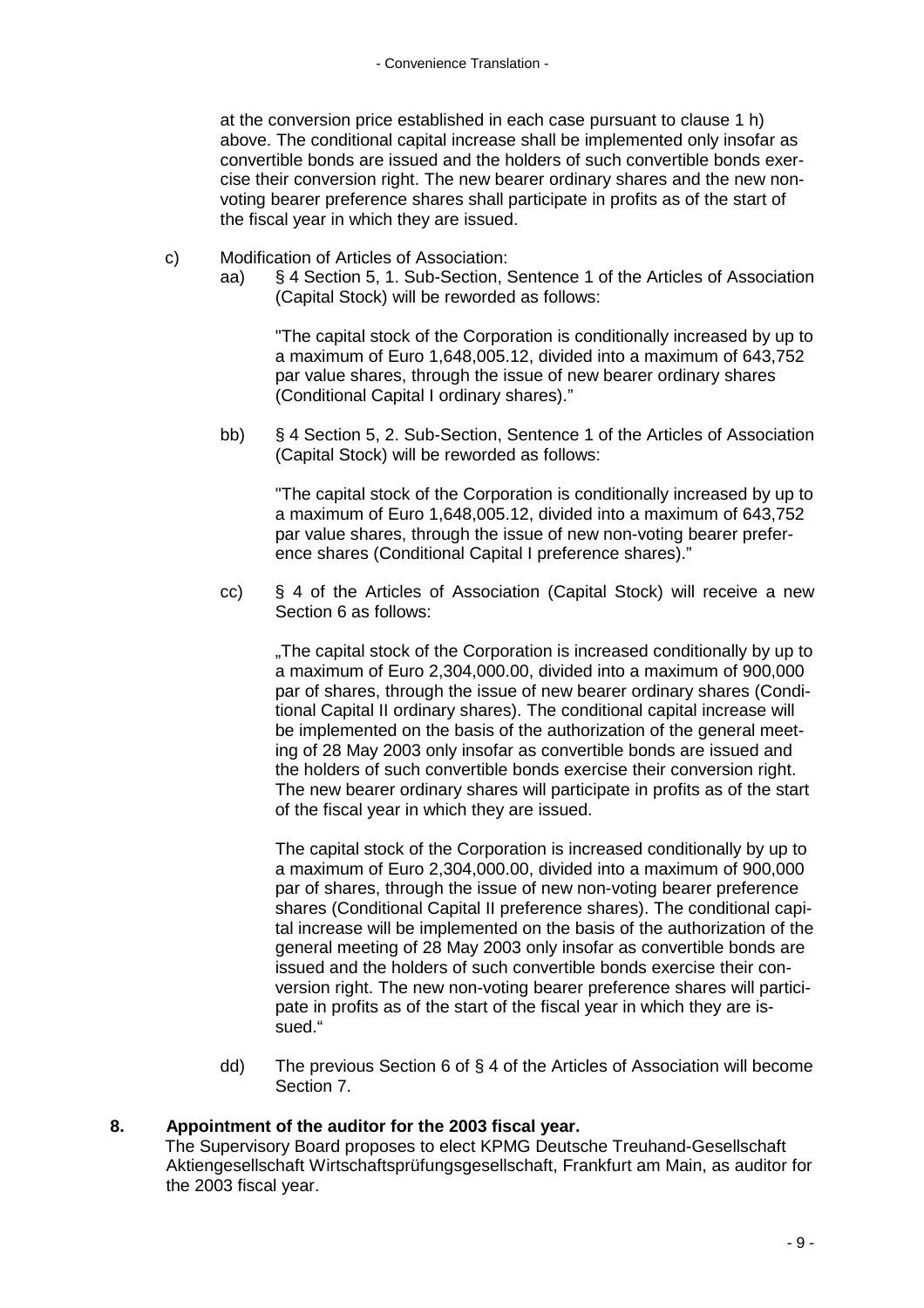at the conversion price established in each case pursuant to clause 1 h) above. The conditional capital increase shall be implemented only insofar as convertible bonds are issued and the holders of such convertible bonds exercise their conversion right. The new bearer ordinary shares and the new non-voting bearer preference shares shall participate in profits as of the start of the fiscal year in which they are issued.

c) Modification of Articles of Association:

aa) § 4 Section 5, 1. Sub-Section, Sentence 1 of the Articles of Association (Capital Stock) will be reworded as follows:

"The capital stock of the Corporation is conditionally increased by up to a maximum of Euro 1,648,005.12, divided into a maximum of 643,752 par value shares, through the issue of new bearer ordinary shares (Conditional Capital I ordinary shares)."

bb) § 4 Section 5, 2. Sub-Section, Sentence 1 of the Articles of Association (Capital Stock) will be reworded as follows:

"The capital stock of the Corporation is conditionally increased by up to a maximum of Euro 1,648,005.12, divided into a maximum of 643,752 par value shares, through the issue of new non-voting bearer preference shares (Conditional Capital I preference shares)."

cc) § 4 of the Articles of Association (Capital Stock) will receive a new Section 6 as follows:

„The capital stock of the Corporation is increased conditionally by up to a maximum of Euro 2,304,000.00, divided into a maximum of 900,000 par of shares, through the issue of new bearer ordinary shares (Conditional Capital II ordinary shares). The conditional capital increase will be implemented on the basis of the authorization of the general meeting of 28 May 2003 only insofar as convertible bonds are issued and the holders of such convertible bonds exercise their conversion right. The new bearer ordinary shares will participate in profits as of the start of the fiscal year in which they are issued.

The capital stock of the Corporation is increased conditionally by up to a maximum of Euro 2,304,000.00, divided into a maximum of 900,000 par of shares, through the issue of new non-voting bearer preference shares (Conditional Capital II preference shares). The conditional capital increase will be implemented on the basis of the authorization of the general meeting of 28 May 2003 only insofar as convertible bonds are issued and the holders of such convertible bonds exercise their conversion right. The new non-voting bearer preference shares will participate in profits as of the start of the fiscal year in which they are issued."

dd) The previous Section 6 of § 4 of the Articles of Association will become Section 7.

**8. Appointment of the auditor for the 2003 fiscal year.**

The Supervisory Board proposes to elect KPMG Deutsche Treuhand-Gesellschaft Aktiengesellschaft Wirtschaftsprüfungsgesellschaft, Frankfurt am Main, as auditor for the 2003 fiscal year.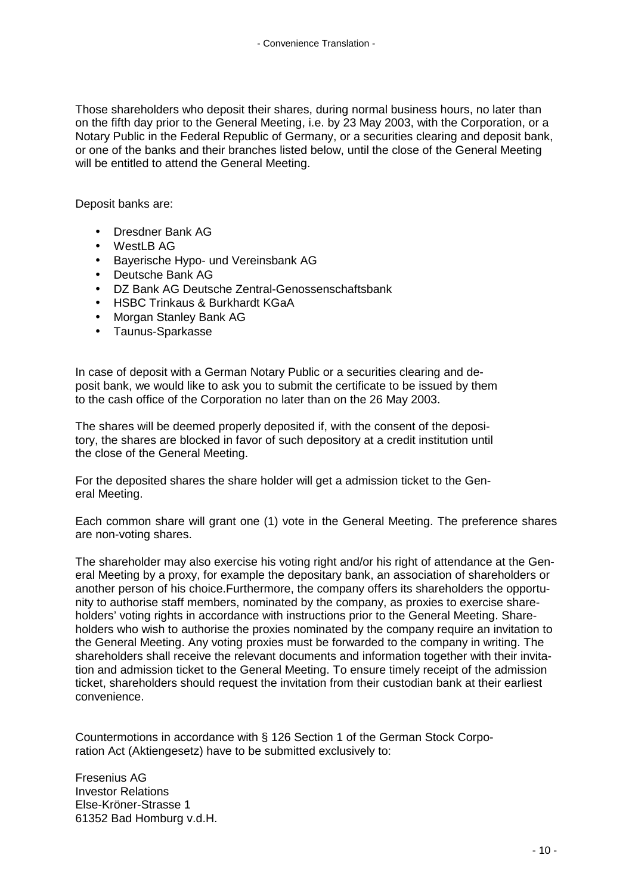Those shareholders who deposit their shares, during normal business hours, no later than on the fifth day prior to the General Meeting, i.e. by 23 May 2003, with the Corporation, or a Notary Public in the Federal Republic of Germany, or a securities clearing and deposit bank, or one of the banks and their branches listed below, until the close of the General Meeting will be entitled to attend the General Meeting.

Deposit banks are:

- Dresdner Bank AG
- WestLB AG
- Bayerische Hypo- und Vereinsbank AG
- Deutsche Bank AG
- DZ Bank AG Deutsche Zentral-Genossenschaftsbank
- HSBC Trinkaus & Burkhardt KGaA
- Morgan Stanley Bank AG
- Taunus-Sparkasse

In case of deposit with a German Notary Public or a securities clearing and deposit bank, we would like to ask you to submit the certificate to be issued by them to the cash office of the Corporation no later than on the 26 May 2003.

The shares will be deemed properly deposited if, with the consent of the depository, the shares are blocked in favor of such depository at a credit institution until the close of the General Meeting.

For the deposited shares the share holder will get a admission ticket to the General Meeting.

Each common share will grant one (1) vote in the General Meeting. The preference shares are non-voting shares.

The shareholder may also exercise his voting right and/or his right of attendance at the General Meeting by a proxy, for example the depositary bank, an association of shareholders or another person of his choice.Furthermore, the company offers its shareholders the opportunity to authorise staff members, nominated by the company, as proxies to exercise shareholders' voting rights in accordance with instructions prior to the General Meeting. Shareholders who wish to authorise the proxies nominated by the company require an invitation to the General Meeting. Any voting proxies must be forwarded to the company in writing. The shareholders shall receive the relevant documents and information together with their invitation and admission ticket to the General Meeting. To ensure timely receipt of the admission ticket, shareholders should request the invitation from their custodian bank at their earliest convenience.

Countermotions in accordance with § 126 Section 1 of the German Stock Corporation Act (Aktiengesetz) have to be submitted exclusively to:

Fresenius AG
Investor Relations
Else-Kröner-Strasse 1
61352 Bad Homburg v.d.H.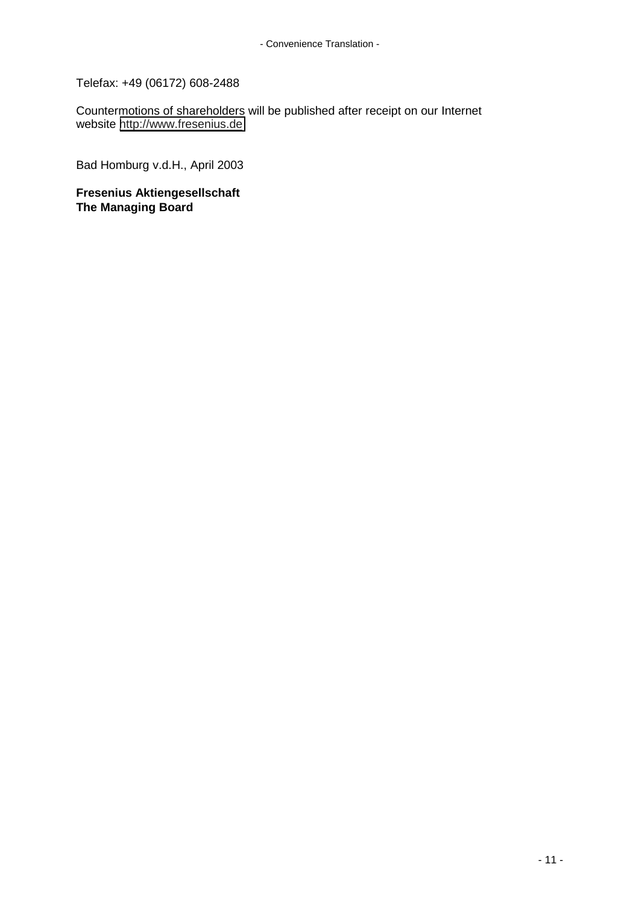Telefax: +49 (06172) 608-2488

Countermotions of shareholders will be published after receipt on our Internet website http://www.fresenius.de

Bad Homburg v.d.H., April 2003

**Fresenius Aktiengesellschaft**
**The Managing Board**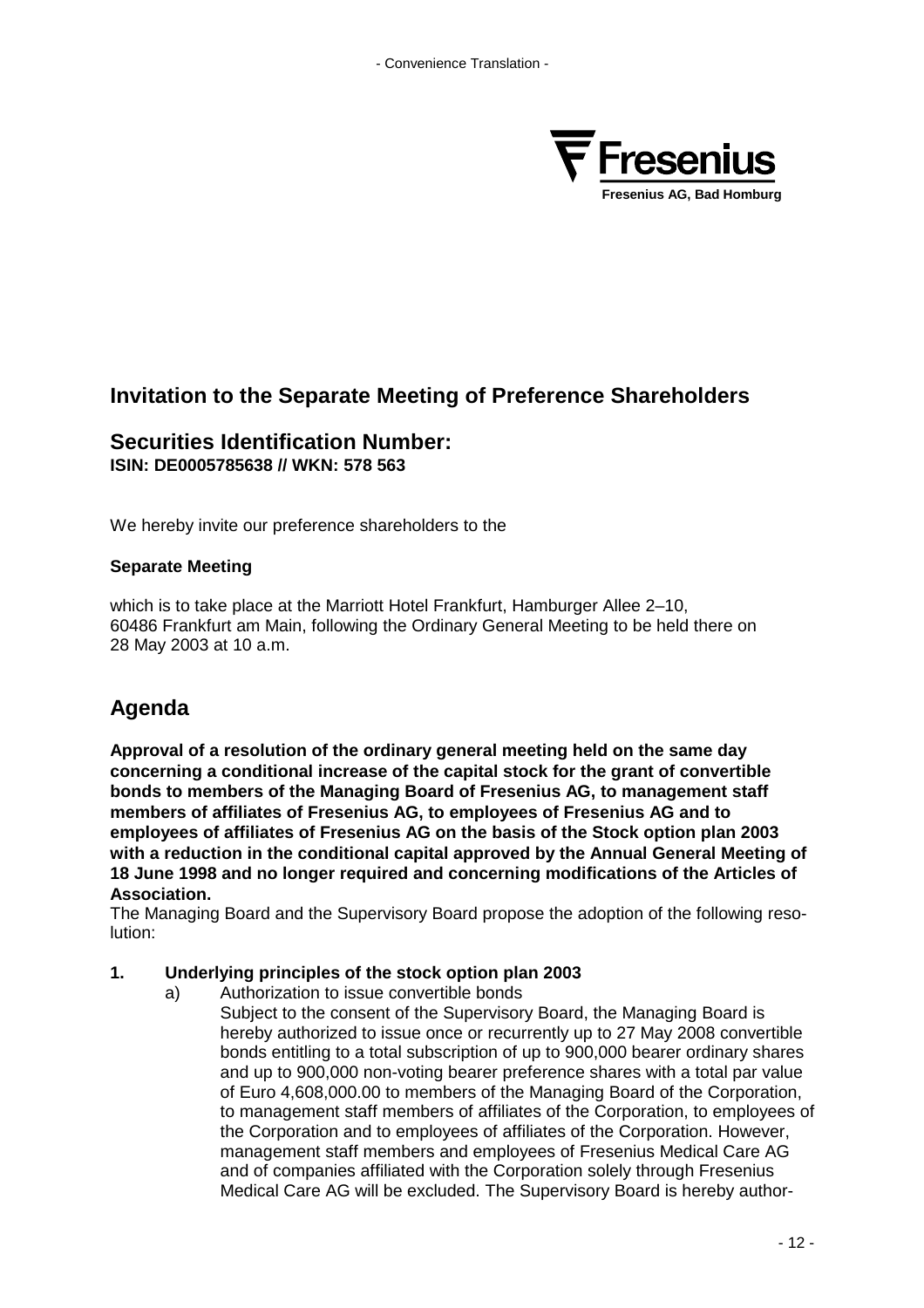- Convenience Translation -

Fresenius AG, Bad Homburg

## Invitation to the Separate Meeting of Preference Shareholders

## Securities Identification Number:
**ISIN: DE0005785638 // WKN: 578 563**

We hereby invite our preference shareholders to the

**Separate Meeting**

which is to take place at the Marriott Hotel Frankfurt, Hamburger Allee 2–10, 60486 Frankfurt am Main, following the Ordinary General Meeting to be held there on 28 May 2003 at 10 a.m.

## Agenda

**Approval of a resolution of the ordinary general meeting held on the same day concerning a conditional increase of the capital stock for the grant of convertible bonds to members of the Managing Board of Fresenius AG, to management staff members of affiliates of Fresenius AG, to employees of Fresenius AG and to employees of affiliates of Fresenius AG on the basis of the Stock option plan 2003 with a reduction in the conditional capital approved by the Annual General Meeting of 18 June 1998 and no longer required and concerning modifications of the Articles of Association.**

The Managing Board and the Supervisory Board propose the adoption of the following resolution:

1. **Underlying principles of the stock option plan 2003**
   a) Authorization to issue convertible bonds
   Subject to the consent of the Supervisory Board, the Managing Board is hereby authorized to issue once or recurrently up to 27 May 2008 convertible bonds entitling to a total subscription of up to 900,000 bearer ordinary shares and up to 900,000 non-voting bearer preference shares with a total par value of Euro 4,608,000.00 to members of the Managing Board of the Corporation, to management staff members of affiliates of the Corporation, to employees of the Corporation and to employees of affiliates of the Corporation. However, management staff members and employees of Fresenius Medical Care AG and of companies affiliated with the Corporation solely through Fresenius Medical Care AG will be excluded. The Supervisory Board is hereby author-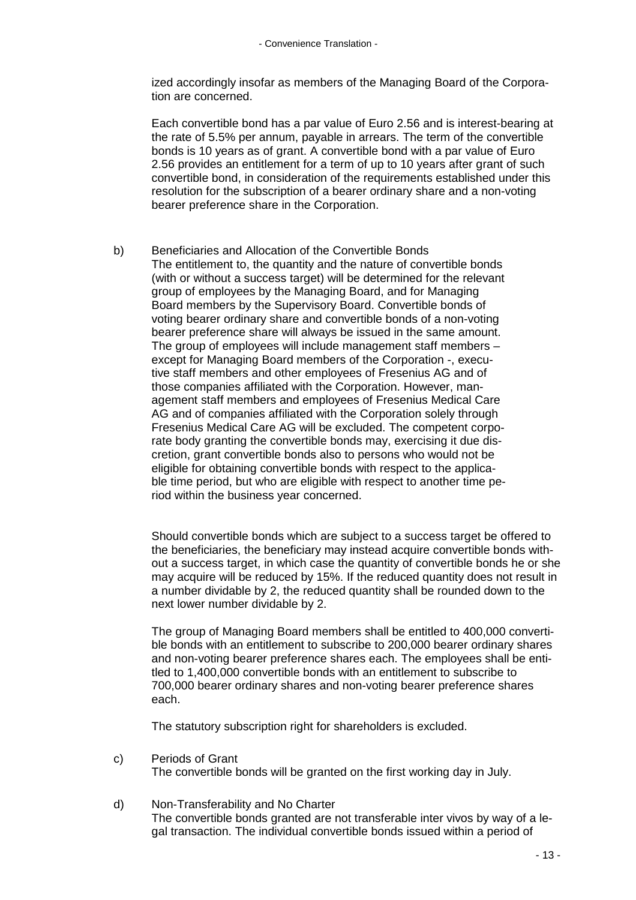ized accordingly insofar as members of the Managing Board of the Corporation are concerned.

Each convertible bond has a par value of Euro 2.56 and is interest-bearing at the rate of 5.5% per annum, payable in arrears. The term of the convertible bonds is 10 years as of grant. A convertible bond with a par value of Euro 2.56 provides an entitlement for a term of up to 10 years after grant of such convertible bond, in consideration of the requirements established under this resolution for the subscription of a bearer ordinary share and a non-voting bearer preference share in the Corporation.

b) Beneficiaries and Allocation of the Convertible Bonds
The entitlement to, the quantity and the nature of convertible bonds (with or without a success target) will be determined for the relevant group of employees by the Managing Board, and for Managing Board members by the Supervisory Board. Convertible bonds of voting bearer ordinary share and convertible bonds of a non-voting bearer preference share will always be issued in the same amount. The group of employees will include management staff members – except for Managing Board members of the Corporation -, executive staff members and other employees of Fresenius AG and of those companies affiliated with the Corporation. However, management staff members and employees of Fresenius Medical Care AG and of companies affiliated with the Corporation solely through Fresenius Medical Care AG will be excluded. The competent corporate body granting the convertible bonds may, exercising it due discretion, grant convertible bonds also to persons who would not be eligible for obtaining convertible bonds with respect to the applicable time period, but who are eligible with respect to another time period within the business year concerned.

Should convertible bonds which are subject to a success target be offered to the beneficiaries, the beneficiary may instead acquire convertible bonds without a success target, in which case the quantity of convertible bonds he or she may acquire will be reduced by 15%. If the reduced quantity does not result in a number dividable by 2, the reduced quantity shall be rounded down to the next lower number dividable by 2.

The group of Managing Board members shall be entitled to 400,000 convertible bonds with an entitlement to subscribe to 200,000 bearer ordinary shares and non-voting bearer preference shares each. The employees shall be entitled to 1,400,000 convertible bonds with an entitlement to subscribe to 700,000 bearer ordinary shares and non-voting bearer preference shares each.

The statutory subscription right for shareholders is excluded.

c) Periods of Grant
The convertible bonds will be granted on the first working day in July.

d) Non-Transferability and No Charter
The convertible bonds granted are not transferable inter vivos by way of a legal transaction. The individual convertible bonds issued within a period of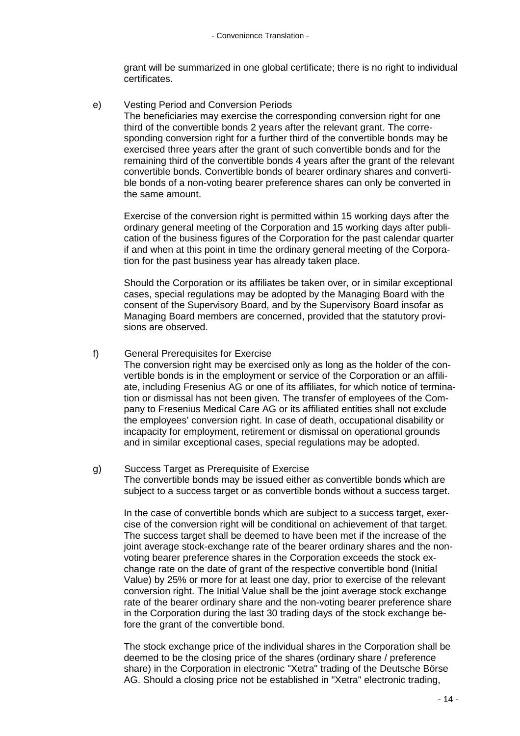grant will be summarized in one global certificate; there is no right to individual certificates.

e) Vesting Period and Conversion Periods

The beneficiaries may exercise the corresponding conversion right for one third of the convertible bonds 2 years after the relevant grant. The corresponding conversion right for a further third of the convertible bonds may be exercised three years after the grant of such convertible bonds and for the remaining third of the convertible bonds 4 years after the grant of the relevant convertible bonds. Convertible bonds of bearer ordinary shares and convertible bonds of a non-voting bearer preference shares can only be converted in the same amount.

Exercise of the conversion right is permitted within 15 working days after the ordinary general meeting of the Corporation and 15 working days after publication of the business figures of the Corporation for the past calendar quarter if and when at this point in time the ordinary general meeting of the Corporation for the past business year has already taken place.

Should the Corporation or its affiliates be taken over, or in similar exceptional cases, special regulations may be adopted by the Managing Board with the consent of the Supervisory Board, and by the Supervisory Board insofar as Managing Board members are concerned, provided that the statutory provisions are observed.

f) General Prerequisites for Exercise

The conversion right may be exercised only as long as the holder of the convertible bonds is in the employment or service of the Corporation or an affiliate, including Fresenius AG or one of its affiliates, for which notice of termination or dismissal has not been given. The transfer of employees of the Company to Fresenius Medical Care AG or its affiliated entities shall not exclude the employees' conversion right. In case of death, occupational disability or incapacity for employment, retirement or dismissal on operational grounds and in similar exceptional cases, special regulations may be adopted.

g) Success Target as Prerequisite of Exercise

The convertible bonds may be issued either as convertible bonds which are subject to a success target or as convertible bonds without a success target.

In the case of convertible bonds which are subject to a success target, exercise of the conversion right will be conditional on achievement of that target. The success target shall be deemed to have been met if the increase of the joint average stock-exchange rate of the bearer ordinary shares and the non-voting bearer preference shares in the Corporation exceeds the stock exchange rate on the date of grant of the respective convertible bond (Initial Value) by 25% or more for at least one day, prior to exercise of the relevant conversion right. The Initial Value shall be the joint average stock exchange rate of the bearer ordinary share and the non-voting bearer preference share in the Corporation during the last 30 trading days of the stock exchange before the grant of the convertible bond.

The stock exchange price of the individual shares in the Corporation shall be deemed to be the closing price of the shares (ordinary share / preference share) in the Corporation in electronic "Xetra" trading of the Deutsche Börse AG. Should a closing price not be established in "Xetra" electronic trading,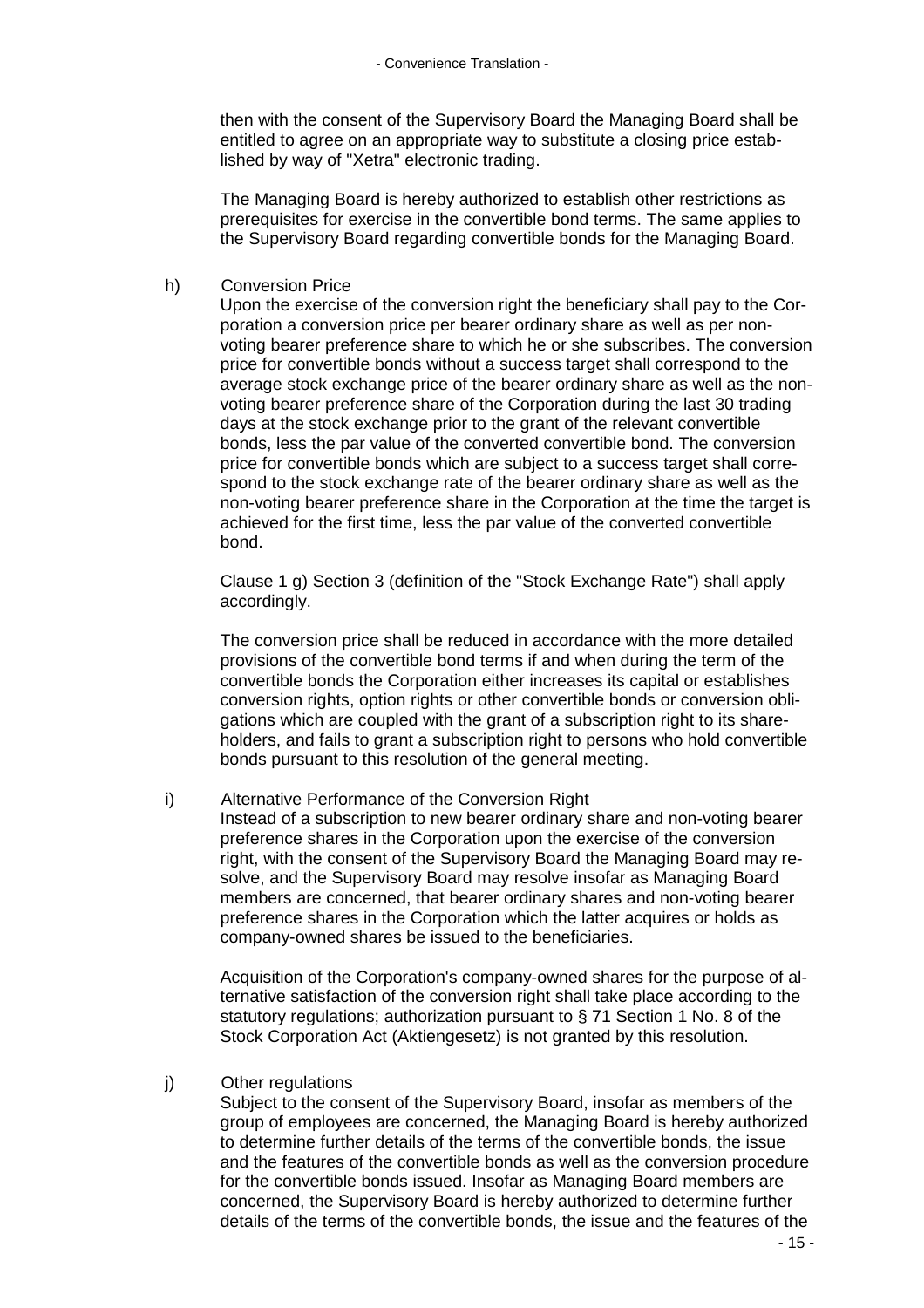then with the consent of the Supervisory Board the Managing Board shall be entitled to agree on an appropriate way to substitute a closing price established by way of "Xetra" electronic trading.

The Managing Board is hereby authorized to establish other restrictions as prerequisites for exercise in the convertible bond terms. The same applies to the Supervisory Board regarding convertible bonds for the Managing Board.

h) Conversion Price

Upon the exercise of the conversion right the beneficiary shall pay to the Corporation a conversion price per bearer ordinary share as well as per non-voting bearer preference share to which he or she subscribes. The conversion price for convertible bonds without a success target shall correspond to the average stock exchange price of the bearer ordinary share as well as the non-voting bearer preference share of the Corporation during the last 30 trading days at the stock exchange prior to the grant of the relevant convertible bonds, less the par value of the converted convertible bond. The conversion price for convertible bonds which are subject to a success target shall correspond to the stock exchange rate of the bearer ordinary share as well as the non-voting bearer preference share in the Corporation at the time the target is achieved for the first time, less the par value of the converted convertible bond.

Clause 1 g) Section 3 (definition of the "Stock Exchange Rate") shall apply accordingly.

The conversion price shall be reduced in accordance with the more detailed provisions of the convertible bond terms if and when during the term of the convertible bonds the Corporation either increases its capital or establishes conversion rights, option rights or other convertible bonds or conversion obligations which are coupled with the grant of a subscription right to its shareholders, and fails to grant a subscription right to persons who hold convertible bonds pursuant to this resolution of the general meeting.

i) Alternative Performance of the Conversion Right

Instead of a subscription to new bearer ordinary share and non-voting bearer preference shares in the Corporation upon the exercise of the conversion right, with the consent of the Supervisory Board the Managing Board may resolve, and the Supervisory Board may resolve insofar as Managing Board members are concerned, that bearer ordinary shares and non-voting bearer preference shares in the Corporation which the latter acquires or holds as company-owned shares be issued to the beneficiaries.

Acquisition of the Corporation's company-owned shares for the purpose of alternative satisfaction of the conversion right shall take place according to the statutory regulations; authorization pursuant to § 71 Section 1 No. 8 of the Stock Corporation Act (Aktiengesetz) is not granted by this resolution.

j) Other regulations

Subject to the consent of the Supervisory Board, insofar as members of the group of employees are concerned, the Managing Board is hereby authorized to determine further details of the terms of the convertible bonds, the issue and the features of the convertible bonds as well as the conversion procedure for the convertible bonds issued. Insofar as Managing Board members are concerned, the Supervisory Board is hereby authorized to determine further details of the terms of the convertible bonds, the issue and the features of the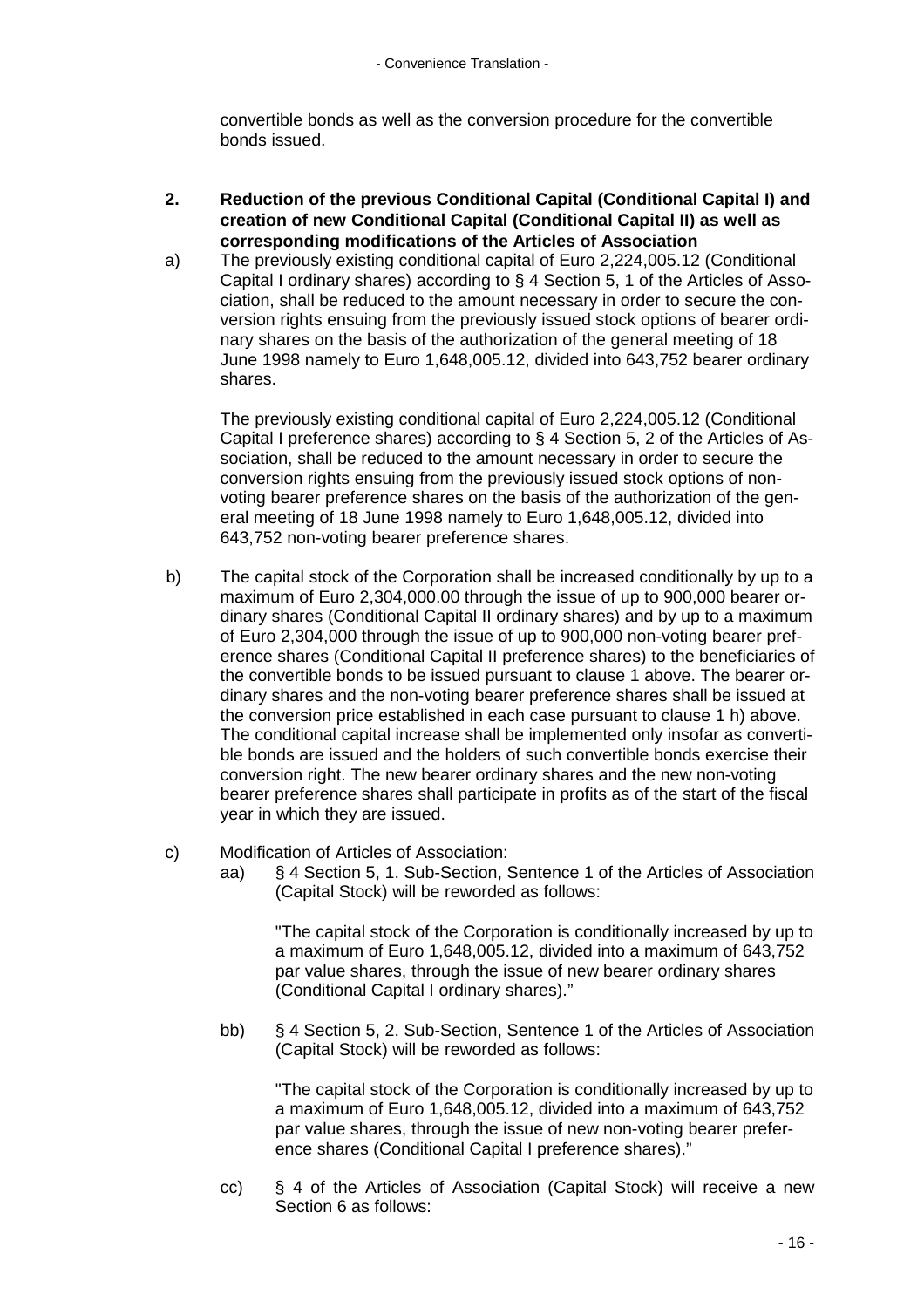convertible bonds as well as the conversion procedure for the convertible bonds issued.

**2. Reduction of the previous Conditional Capital (Conditional Capital I) and creation of new Conditional Capital (Conditional Capital II) as well as corresponding modifications of the Articles of Association**

a) The previously existing conditional capital of Euro 2,224,005.12 (Conditional Capital I ordinary shares) according to § 4 Section 5, 1 of the Articles of Association, shall be reduced to the amount necessary in order to secure the conversion rights ensuing from the previously issued stock options of bearer ordinary shares on the basis of the authorization of the general meeting of 18 June 1998 namely to Euro 1,648,005.12, divided into 643,752 bearer ordinary shares.

The previously existing conditional capital of Euro 2,224,005.12 (Conditional Capital I preference shares) according to § 4 Section 5, 2 of the Articles of Association, shall be reduced to the amount necessary in order to secure the conversion rights ensuing from the previously issued stock options of non-voting bearer preference shares on the basis of the authorization of the general meeting of 18 June 1998 namely to Euro 1,648,005.12, divided into 643,752 non-voting bearer preference shares.

b) The capital stock of the Corporation shall be increased conditionally by up to a maximum of Euro 2,304,000.00 through the issue of up to 900,000 bearer ordinary shares (Conditional Capital II ordinary shares) and by up to a maximum of Euro 2,304,000 through the issue of up to 900,000 non-voting bearer preference shares (Conditional Capital II preference shares) to the beneficiaries of the convertible bonds to be issued pursuant to clause 1 above. The bearer ordinary shares and the non-voting bearer preference shares shall be issued at the conversion price established in each case pursuant to clause 1 h) above. The conditional capital increase shall be implemented only insofar as convertible bonds are issued and the holders of such convertible bonds exercise their conversion right. The new bearer ordinary shares and the new non-voting bearer preference shares shall participate in profits as of the start of the fiscal year in which they are issued.

c) Modification of Articles of Association:

aa) § 4 Section 5, 1. Sub-Section, Sentence 1 of the Articles of Association (Capital Stock) will be reworded as follows:

"The capital stock of the Corporation is conditionally increased by up to a maximum of Euro 1,648,005.12, divided into a maximum of 643,752 par value shares, through the issue of new bearer ordinary shares (Conditional Capital I ordinary shares)."

bb) § 4 Section 5, 2. Sub-Section, Sentence 1 of the Articles of Association (Capital Stock) will be reworded as follows:

"The capital stock of the Corporation is conditionally increased by up to a maximum of Euro 1,648,005.12, divided into a maximum of 643,752 par value shares, through the issue of new non-voting bearer preference shares (Conditional Capital I preference shares)."

cc) § 4 of the Articles of Association (Capital Stock) will receive a new Section 6 as follows: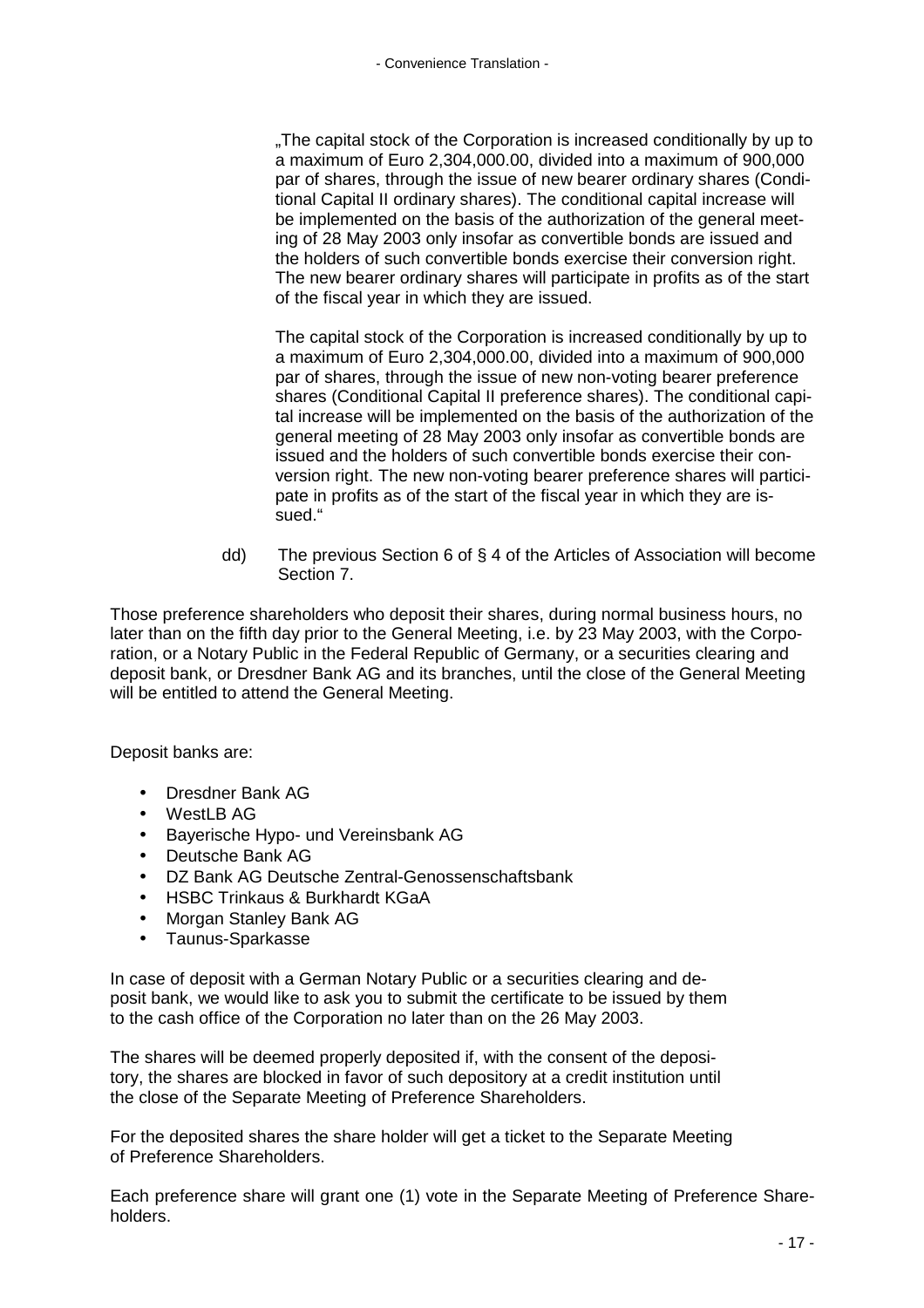„The capital stock of the Corporation is increased conditionally by up to a maximum of Euro 2,304,000.00, divided into a maximum of 900,000 par of shares, through the issue of new bearer ordinary shares (Conditional Capital II ordinary shares). The conditional capital increase will be implemented on the basis of the authorization of the general meeting of 28 May 2003 only insofar as convertible bonds are issued and the holders of such convertible bonds exercise their conversion right. The new bearer ordinary shares will participate in profits as of the start of the fiscal year in which they are issued.

The capital stock of the Corporation is increased conditionally by up to a maximum of Euro 2,304,000.00, divided into a maximum of 900,000 par of shares, through the issue of new non-voting bearer preference shares (Conditional Capital II preference shares). The conditional capital increase will be implemented on the basis of the authorization of the general meeting of 28 May 2003 only insofar as convertible bonds are issued and the holders of such convertible bonds exercise their conversion right. The new non-voting bearer preference shares will participate in profits as of the start of the fiscal year in which they are issued."

dd) The previous Section 6 of § 4 of the Articles of Association will become Section 7.

Those preference shareholders who deposit their shares, during normal business hours, no later than on the fifth day prior to the General Meeting, i.e. by 23 May 2003, with the Corporation, or a Notary Public in the Federal Republic of Germany, or a securities clearing and deposit bank, or Dresdner Bank AG and its branches, until the close of the General Meeting will be entitled to attend the General Meeting.

Deposit banks are:

- Dresdner Bank AG
- WestLB AG
- Bayerische Hypo- und Vereinsbank AG
- Deutsche Bank AG
- DZ Bank AG Deutsche Zentral-Genossenschaftsbank
- HSBC Trinkaus & Burkhardt KGaA
- Morgan Stanley Bank AG
- Taunus-Sparkasse

In case of deposit with a German Notary Public or a securities clearing and deposit bank, we would like to ask you to submit the certificate to be issued by them to the cash office of the Corporation no later than on the 26 May 2003.

The shares will be deemed properly deposited if, with the consent of the depository, the shares are blocked in favor of such depository at a credit institution until the close of the Separate Meeting of Preference Shareholders.

For the deposited shares the share holder will get a ticket to the Separate Meeting of Preference Shareholders.

Each preference share will grant one (1) vote in the Separate Meeting of Preference Shareholders.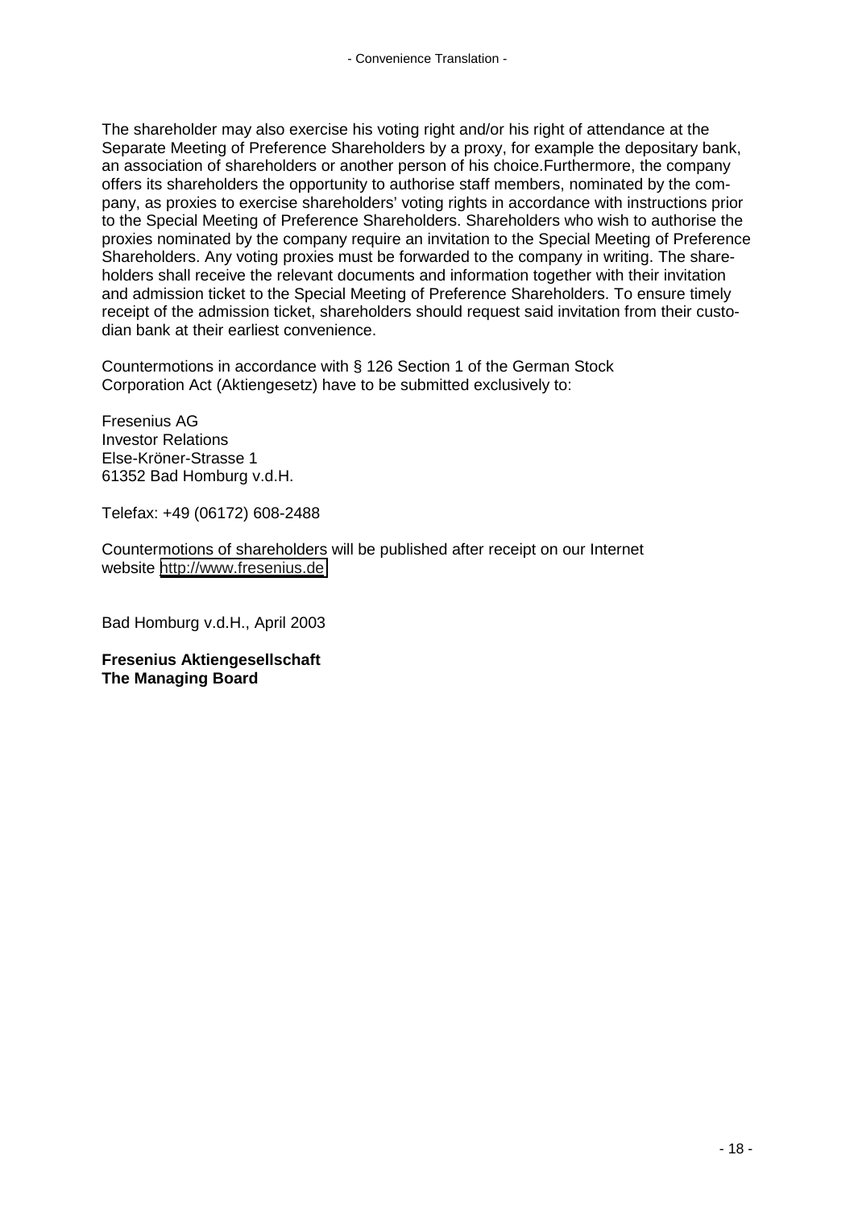The shareholder may also exercise his voting right and/or his right of attendance at the Separate Meeting of Preference Shareholders by a proxy, for example the depositary bank, an association of shareholders or another person of his choice.Furthermore, the company offers its shareholders the opportunity to authorise staff members, nominated by the company, as proxies to exercise shareholders' voting rights in accordance with instructions prior to the Special Meeting of Preference Shareholders. Shareholders who wish to authorise the proxies nominated by the company require an invitation to the Special Meeting of Preference Shareholders. Any voting proxies must be forwarded to the company in writing. The shareholders shall receive the relevant documents and information together with their invitation and admission ticket to the Special Meeting of Preference Shareholders. To ensure timely receipt of the admission ticket, shareholders should request said invitation from their custodian bank at their earliest convenience.

Countermotions in accordance with § 126 Section 1 of the German Stock Corporation Act (Aktiengesetz) have to be submitted exclusively to:

Fresenius AG
Investor Relations
Else-Kröner-Strasse 1
61352 Bad Homburg v.d.H.

Telefax: +49 (06172) 608-2488

Countermotions of shareholders will be published after receipt on our Internet website http://www.fresenius.de

Bad Homburg v.d.H., April 2003

**Fresenius Aktiengesellschaft**
**The Managing Board**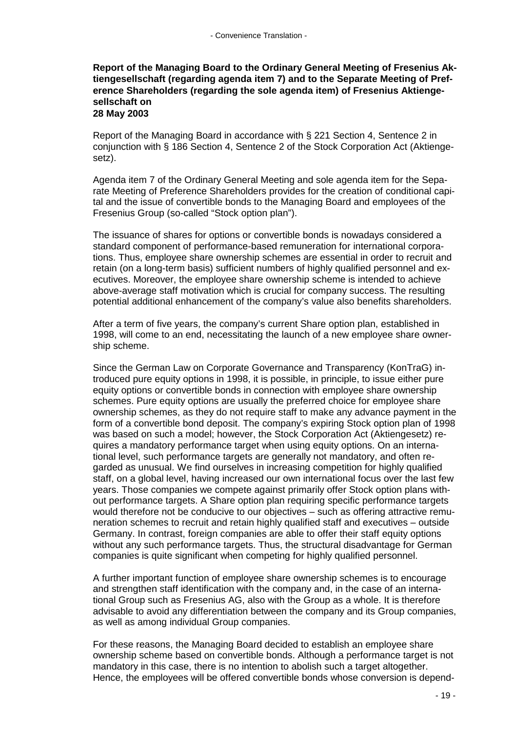**Report of the Managing Board to the Ordinary General Meeting of Fresenius Aktiengesellschaft (regarding agenda item 7) and to the Separate Meeting of Preference Shareholders (regarding the sole agenda item) of Fresenius Aktiengesellschaft on 28 May 2003**

Report of the Managing Board in accordance with § 221 Section 4, Sentence 2 in conjunction with § 186 Section 4, Sentence 2 of the Stock Corporation Act (Aktiengesetz).

Agenda item 7 of the Ordinary General Meeting and sole agenda item for the Separate Meeting of Preference Shareholders provides for the creation of conditional capital and the issue of convertible bonds to the Managing Board and employees of the Fresenius Group (so-called "Stock option plan").

The issuance of shares for options or convertible bonds is nowadays considered a standard component of performance-based remuneration for international corporations. Thus, employee share ownership schemes are essential in order to recruit and retain (on a long-term basis) sufficient numbers of highly qualified personnel and executives. Moreover, the employee share ownership scheme is intended to achieve above-average staff motivation which is crucial for company success. The resulting potential additional enhancement of the company's value also benefits shareholders.

After a term of five years, the company's current Share option plan, established in 1998, will come to an end, necessitating the launch of a new employee share ownership scheme.

Since the German Law on Corporate Governance and Transparency (KonTraG) introduced pure equity options in 1998, it is possible, in principle, to issue either pure equity options or convertible bonds in connection with employee share ownership schemes. Pure equity options are usually the preferred choice for employee share ownership schemes, as they do not require staff to make any advance payment in the form of a convertible bond deposit. The company's expiring Stock option plan of 1998 was based on such a model; however, the Stock Corporation Act (Aktiengesetz) requires a mandatory performance target when using equity options. On an international level, such performance targets are generally not mandatory, and often regarded as unusual. We find ourselves in increasing competition for highly qualified staff, on a global level, having increased our own international focus over the last few years. Those companies we compete against primarily offer Stock option plans without performance targets. A Share option plan requiring specific performance targets would therefore not be conducive to our objectives – such as offering attractive remuneration schemes to recruit and retain highly qualified staff and executives – outside Germany. In contrast, foreign companies are able to offer their staff equity options without any such performance targets. Thus, the structural disadvantage for German companies is quite significant when competing for highly qualified personnel.

A further important function of employee share ownership schemes is to encourage and strengthen staff identification with the company and, in the case of an international Group such as Fresenius AG, also with the Group as a whole. It is therefore advisable to avoid any differentiation between the company and its Group companies, as well as among individual Group companies.

For these reasons, the Managing Board decided to establish an employee share ownership scheme based on convertible bonds. Although a performance target is not mandatory in this case, there is no intention to abolish such a target altogether. Hence, the employees will be offered convertible bonds whose conversion is depend-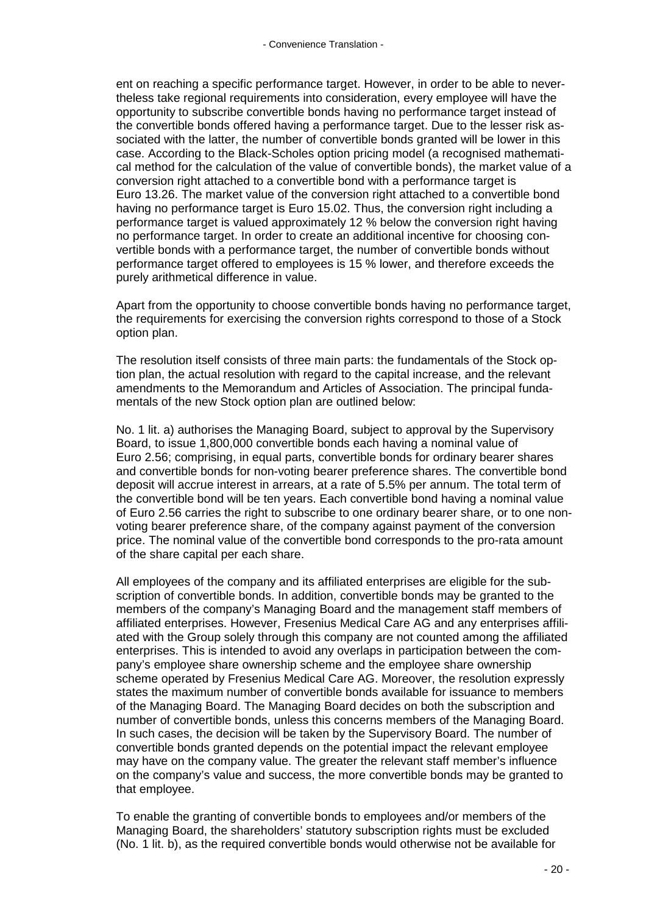ent on reaching a specific performance target. However, in order to be able to nevertheless take regional requirements into consideration, every employee will have the opportunity to subscribe convertible bonds having no performance target instead of the convertible bonds offered having a performance target. Due to the lesser risk associated with the latter, the number of convertible bonds granted will be lower in this case. According to the Black-Scholes option pricing model (a recognised mathematical method for the calculation of the value of convertible bonds), the market value of a conversion right attached to a convertible bond with a performance target is Euro 13.26. The market value of the conversion right attached to a convertible bond having no performance target is Euro 15.02. Thus, the conversion right including a performance target is valued approximately 12 % below the conversion right having no performance target. In order to create an additional incentive for choosing convertible bonds with a performance target, the number of convertible bonds without performance target offered to employees is 15 % lower, and therefore exceeds the purely arithmetical difference in value.

Apart from the opportunity to choose convertible bonds having no performance target, the requirements for exercising the conversion rights correspond to those of a Stock option plan.

The resolution itself consists of three main parts: the fundamentals of the Stock option plan, the actual resolution with regard to the capital increase, and the relevant amendments to the Memorandum and Articles of Association. The principal fundamentals of the new Stock option plan are outlined below:

No. 1 lit. a) authorises the Managing Board, subject to approval by the Supervisory Board, to issue 1,800,000 convertible bonds each having a nominal value of Euro 2.56; comprising, in equal parts, convertible bonds for ordinary bearer shares and convertible bonds for non-voting bearer preference shares. The convertible bond deposit will accrue interest in arrears, at a rate of 5.5% per annum. The total term of the convertible bond will be ten years. Each convertible bond having a nominal value of Euro 2.56 carries the right to subscribe to one ordinary bearer share, or to one non-voting bearer preference share, of the company against payment of the conversion price. The nominal value of the convertible bond corresponds to the pro-rata amount of the share capital per each share.

All employees of the company and its affiliated enterprises are eligible for the subscription of convertible bonds. In addition, convertible bonds may be granted to the members of the company's Managing Board and the management staff members of affiliated enterprises. However, Fresenius Medical Care AG and any enterprises affiliated with the Group solely through this company are not counted among the affiliated enterprises. This is intended to avoid any overlaps in participation between the company's employee share ownership scheme and the employee share ownership scheme operated by Fresenius Medical Care AG. Moreover, the resolution expressly states the maximum number of convertible bonds available for issuance to members of the Managing Board. The Managing Board decides on both the subscription and number of convertible bonds, unless this concerns members of the Managing Board. In such cases, the decision will be taken by the Supervisory Board. The number of convertible bonds granted depends on the potential impact the relevant employee may have on the company value. The greater the relevant staff member's influence on the company's value and success, the more convertible bonds may be granted to that employee.

To enable the granting of convertible bonds to employees and/or members of the Managing Board, the shareholders' statutory subscription rights must be excluded (No. 1 lit. b), as the required convertible bonds would otherwise not be available for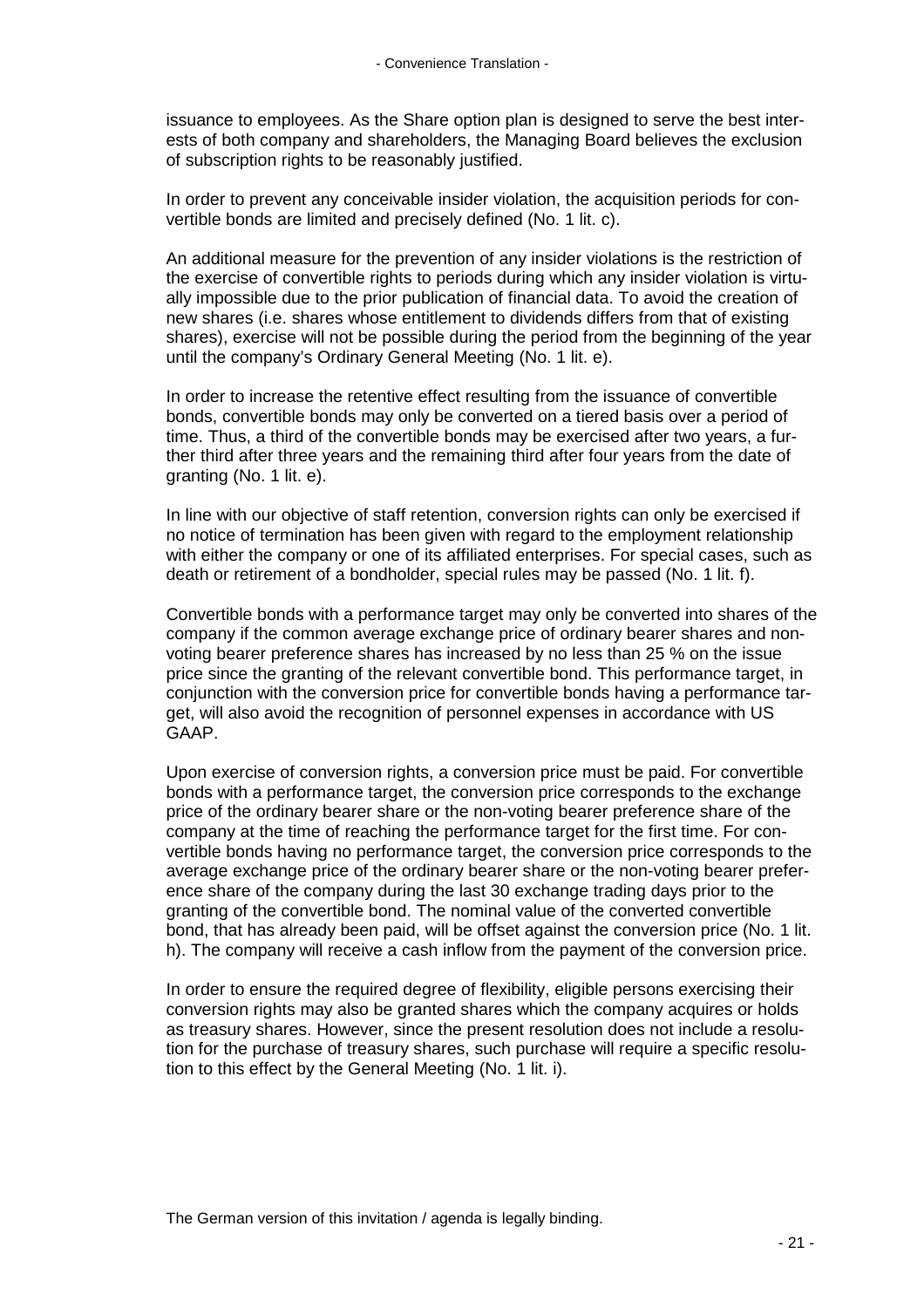issuance to employees. As the Share option plan is designed to serve the best interests of both company and shareholders, the Managing Board believes the exclusion of subscription rights to be reasonably justified.

In order to prevent any conceivable insider violation, the acquisition periods for convertible bonds are limited and precisely defined (No. 1 lit. c).

An additional measure for the prevention of any insider violations is the restriction of the exercise of convertible rights to periods during which any insider violation is virtually impossible due to the prior publication of financial data. To avoid the creation of new shares (i.e. shares whose entitlement to dividends differs from that of existing shares), exercise will not be possible during the period from the beginning of the year until the company's Ordinary General Meeting (No. 1 lit. e).

In order to increase the retentive effect resulting from the issuance of convertible bonds, convertible bonds may only be converted on a tiered basis over a period of time. Thus, a third of the convertible bonds may be exercised after two years, a further third after three years and the remaining third after four years from the date of granting (No. 1 lit. e).

In line with our objective of staff retention, conversion rights can only be exercised if no notice of termination has been given with regard to the employment relationship with either the company or one of its affiliated enterprises. For special cases, such as death or retirement of a bondholder, special rules may be passed (No. 1 lit. f).

Convertible bonds with a performance target may only be converted into shares of the company if the common average exchange price of ordinary bearer shares and non-voting bearer preference shares has increased by no less than 25 % on the issue price since the granting of the relevant convertible bond. This performance target, in conjunction with the conversion price for convertible bonds having a performance target, will also avoid the recognition of personnel expenses in accordance with US GAAP.

Upon exercise of conversion rights, a conversion price must be paid. For convertible bonds with a performance target, the conversion price corresponds to the exchange price of the ordinary bearer share or the non-voting bearer preference share of the company at the time of reaching the performance target for the first time. For convertible bonds having no performance target, the conversion price corresponds to the average exchange price of the ordinary bearer share or the non-voting bearer preference share of the company during the last 30 exchange trading days prior to the granting of the convertible bond. The nominal value of the converted convertible bond, that has already been paid, will be offset against the conversion price (No. 1 lit. h). The company will receive a cash inflow from the payment of the conversion price.

In order to ensure the required degree of flexibility, eligible persons exercising their conversion rights may also be granted shares which the company acquires or holds as treasury shares. However, since the present resolution does not include a resolution for the purchase of treasury shares, such purchase will require a specific resolution to this effect by the General Meeting (No. 1 lit. i).